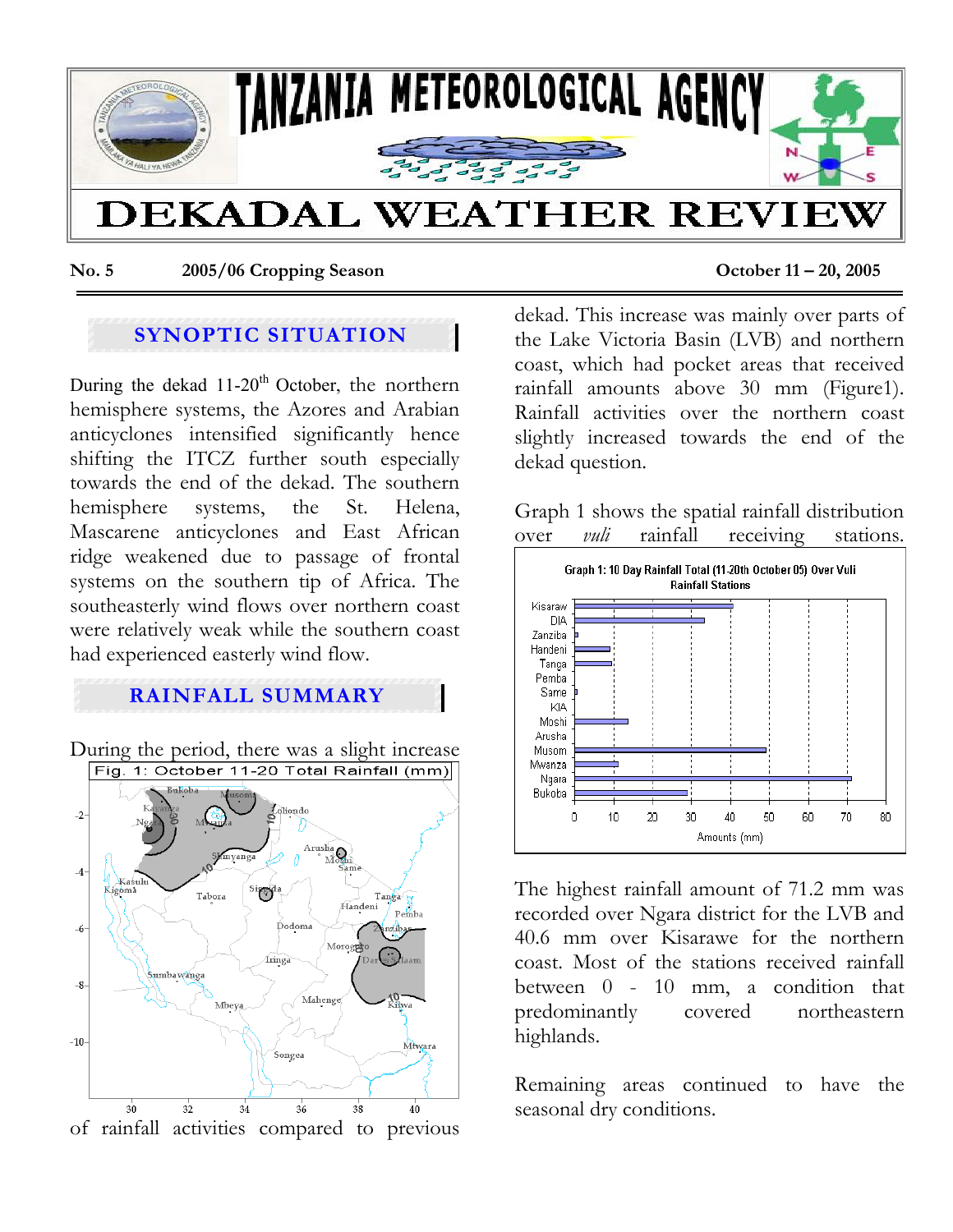# TANZANIA METEOROLOGICAL AGENCY

# DEKADAL WEATHER REVIEW

**No. 5** **2005/06 Cropping Season** **October 11 – 20, 2005**

## SYNOPTIC SITUATION

During the dekad 11-20th October, the northern hemisphere systems, the Azores and Arabian anticyclones intensified significantly hence shifting the ITCZ further south especially towards the end of the dekad. The southern hemisphere systems, the St. Helena, Mascarene anticyclones and East African ridge weakened due to passage of frontal systems on the southern tip of Africa. The southeasterly wind flows over northern coast were relatively weak while the southern coast had experienced easterly wind flow.

## RAINFALL SUMMARY

During the period, there was a slight increase of rainfall activities compared to previous dekad. This increase was mainly over parts of the Lake Victoria Basin (LVB) and northern coast, which had pocket areas that received rainfall amounts above 30 mm (Figure1). Rainfall activities over the northern coast slightly increased towards the end of the dekad question.

Fig. 1: October 11-20 Total Rainfall (mm)

Graph 1 shows the spatial rainfall distribution over *vuli* rainfall receiving stations.

Graph 1: 10 Day Rainfall Total (11-20th October 05) Over Vuli Rainfall Stations

The highest rainfall amount of 71.2 mm was recorded over Ngara district for the LVB and 40.6 mm over Kisarawe for the northern coast. Most of the stations received rainfall between 0 - 10 mm, a condition that predominantly covered northeastern highlands.

Remaining areas continued to have the seasonal dry conditions.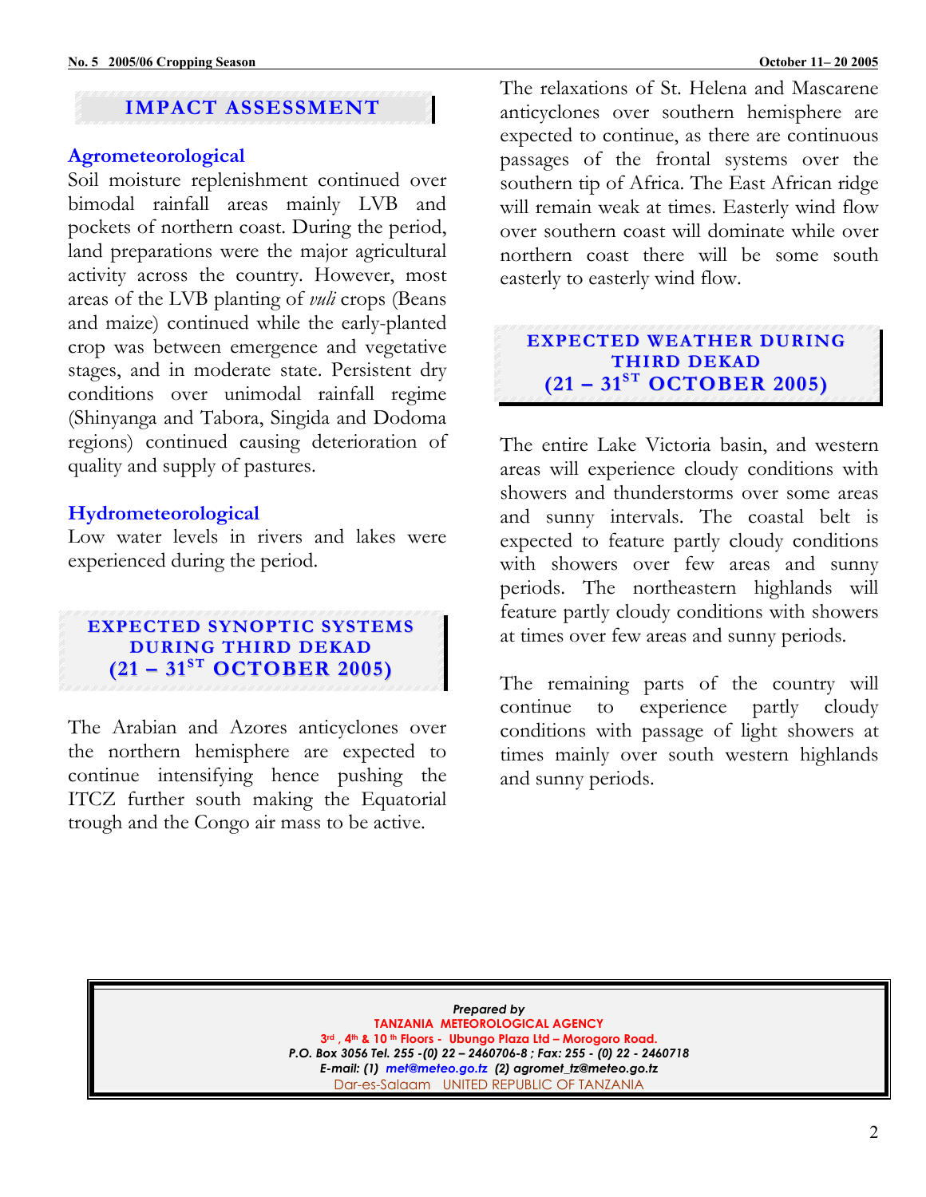## IMPACT ASSESSMENT

### Agrometeorological

Soil moisture replenishment continued over bimodal rainfall areas mainly LVB and pockets of northern coast. During the period, land preparations were the major agricultural activity across the country. However, most areas of the LVB planting of *vuli* crops (Beans and maize) continued while the early-planted crop was between emergence and vegetative stages, and in moderate state. Persistent dry conditions over unimodal rainfall regime (Shinyanga and Tabora, Singida and Dodoma regions) continued causing deterioration of quality and supply of pastures.

### Hydrometeorological

Low water levels in rivers and lakes were experienced during the period.

## EXPECTED SYNOPTIC SYSTEMS DURING THIRD DEKAD (21 – 31ST OCTOBER 2005)

The Arabian and Azores anticyclones over the northern hemisphere are expected to continue intensifying hence pushing the ITCZ further south making the Equatorial trough and the Congo air mass to be active.

The relaxations of St. Helena and Mascarene anticyclones over southern hemisphere are expected to continue, as there are continuous passages of the frontal systems over the southern tip of Africa. The East African ridge will remain weak at times. Easterly wind flow over southern coast will dominate while over northern coast there will be some south easterly to easterly wind flow.

## EXPECTED WEATHER DURING THIRD DEKAD (21 – 31ST OCTOBER 2005)

The entire Lake Victoria basin, and western areas will experience cloudy conditions with showers and thunderstorms over some areas and sunny intervals. The coastal belt is expected to feature partly cloudy conditions with showers over few areas and sunny periods. The northeastern highlands will feature partly cloudy conditions with showers at times over few areas and sunny periods.

The remaining parts of the country will continue to experience partly cloudy conditions with passage of light showers at times mainly over south western highlands and sunny periods.

*Prepared by*
**TANZANIA METEOROLOGICAL AGENCY**
**3rd, 4th & 10th Floors - Ubungo Plaza Ltd – Morogoro Road.**
***P.O. Box 3056 Tel. 255 -(0) 22 – 2460706-8 ; Fax: 255 - (0) 22 - 2460718***
***E-mail: (1) met@meteo.go.tz (2) agromet_tz@meteo.go.tz***
Dar-es-Salaam UNITED REPUBLIC OF TANZANIA